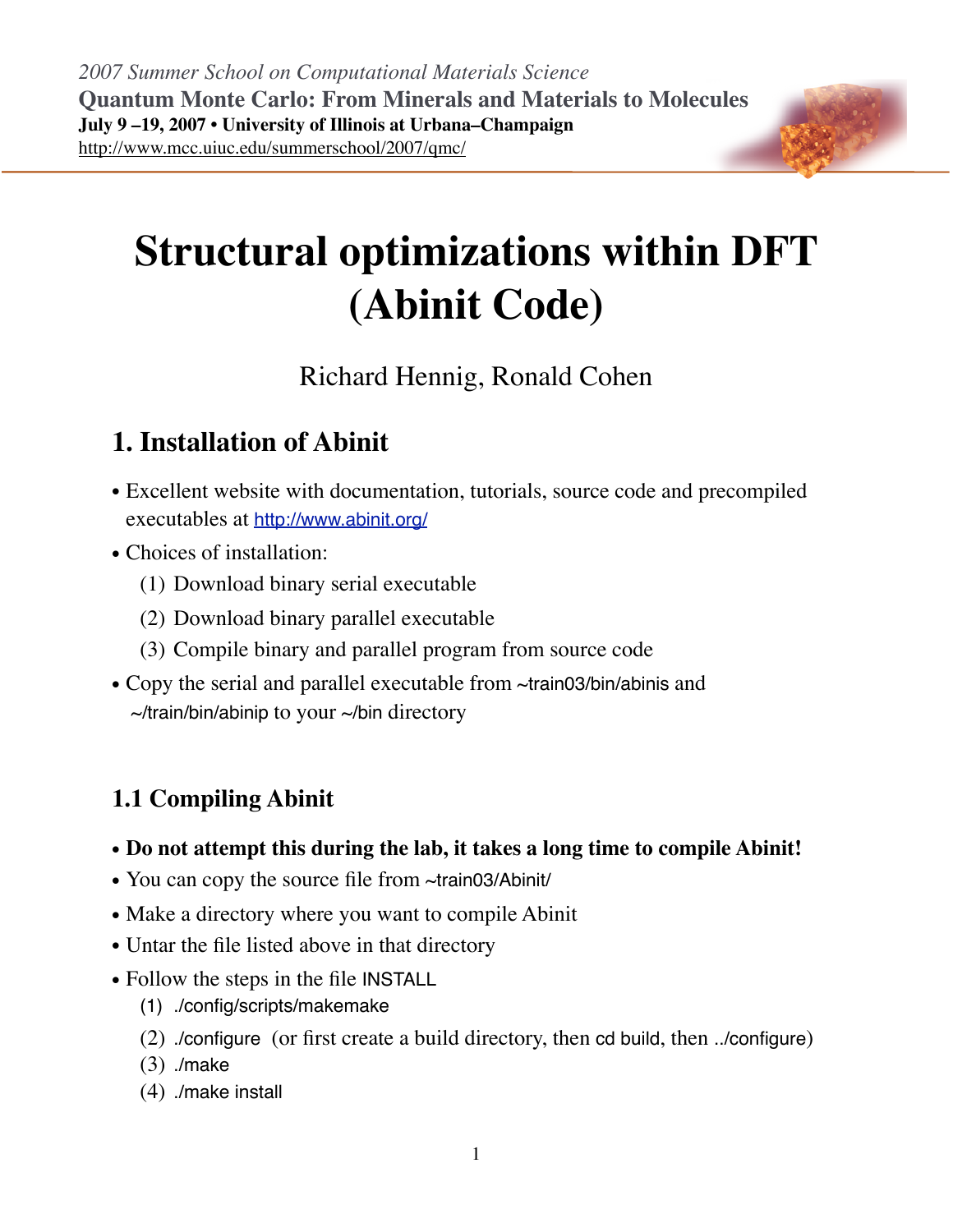*2007 Summer School on Computational Materials Science*

**Quantum Monte Carlo: From Minerals and Materials to Molecules**

**July 9 –19, 2007 • University of Illinois at Urbana–Champaign**

http://www.mcc.uiuc.edu/summerschool/2007/qmc/

# Structural optimizations within DFT (Abinit Code)

Richard Hennig, Ronald Cohen

## 1. Installation of Abinit

- Excellent website with documentation, tutorials, source code and precompiled executables at http://www.abinit.org/
- Choices of installation:
  1. Download binary serial executable
  2. Download binary parallel executable
  3. Compile binary and parallel program from source code
- Copy the serial and parallel executable from ~train03/bin/abinis and ~/train/bin/abinip to your ~/bin directory

### 1.1 Compiling Abinit

- **Do not attempt this during the lab, it takes a long time to compile Abinit!**
- You can copy the source file from ~train03/Abinit/
- Make a directory where you want to compile Abinit
- Untar the file listed above in that directory
- Follow the steps in the file INSTALL
  1. ./config/scripts/makemake
  2. ./configure (or first create a build directory, then cd build, then ../configure)
  3. ./make
  4. ./make install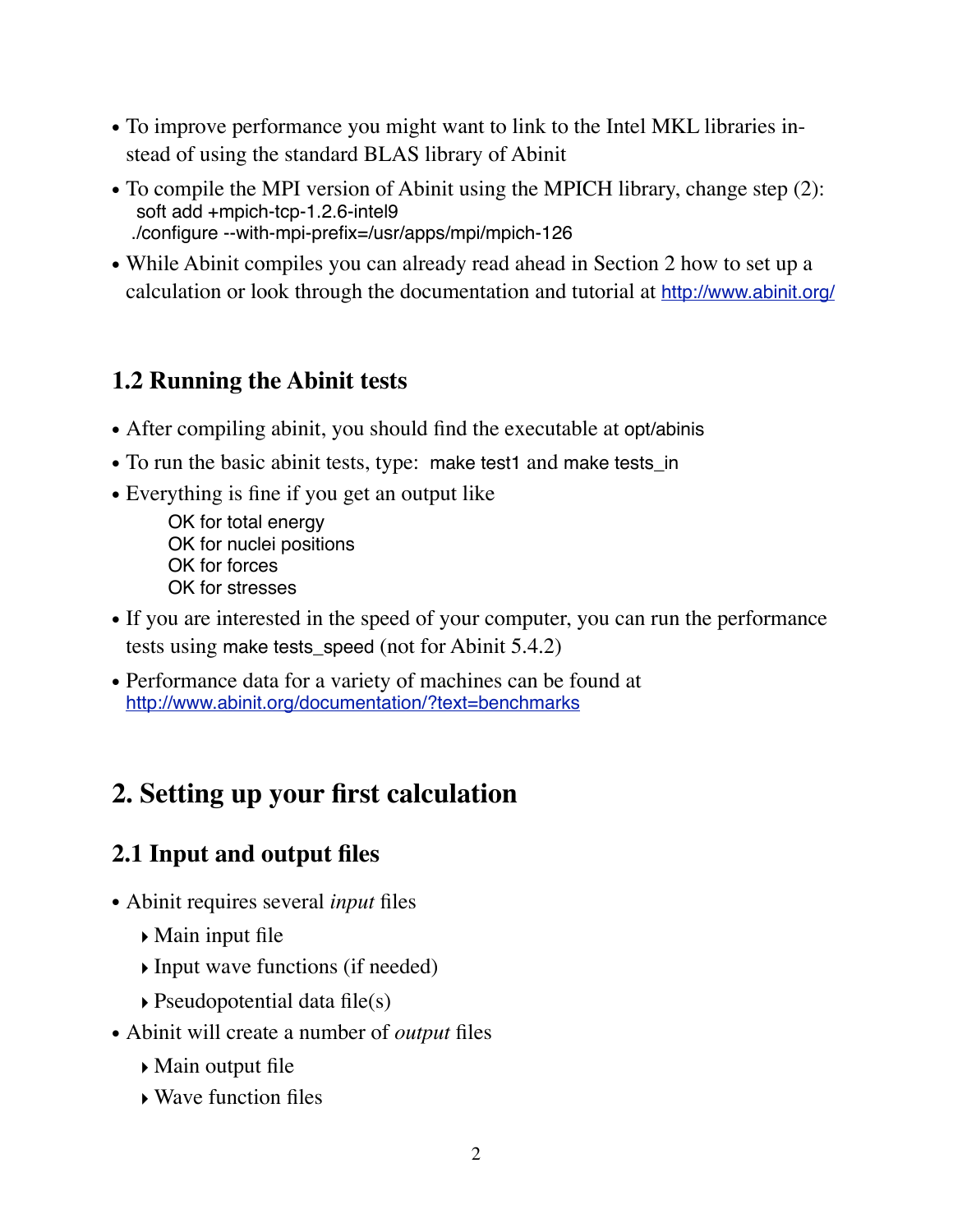- To improve performance you might want to link to the Intel MKL libraries instead of using the standard BLAS library of Abinit
- To compile the MPI version of Abinit using the MPICH library, change step (2):

```
soft add +mpich-tcp-1.2.6-intel9
./configure --with-mpi-prefix=/usr/apps/mpi/mpich-126
```

- While Abinit compiles you can already read ahead in Section 2 how to set up a calculation or look through the documentation and tutorial at http://www.abinit.org/

## 1.2 Running the Abinit tests

- After compiling abinit, you should find the executable at `opt/abinis`
- To run the basic abinit tests, type: `make test1` and `make tests_in`
- Everything is fine if you get an output like

```
OK for total energy
OK for nuclei positions
OK for forces
OK for stresses
```

- If you are interested in the speed of your computer, you can run the performance tests using `make tests_speed` (not for Abinit 5.4.2)
- Performance data for a variety of machines can be found at http://www.abinit.org/documentation/?text=benchmarks

# 2. Setting up your first calculation

## 2.1 Input and output files

- Abinit requires several *input* files
  - Main input file
  - Input wave functions (if needed)
  - Pseudopotential data file(s)
- Abinit will create a number of *output* files
  - Main output file
  - Wave function files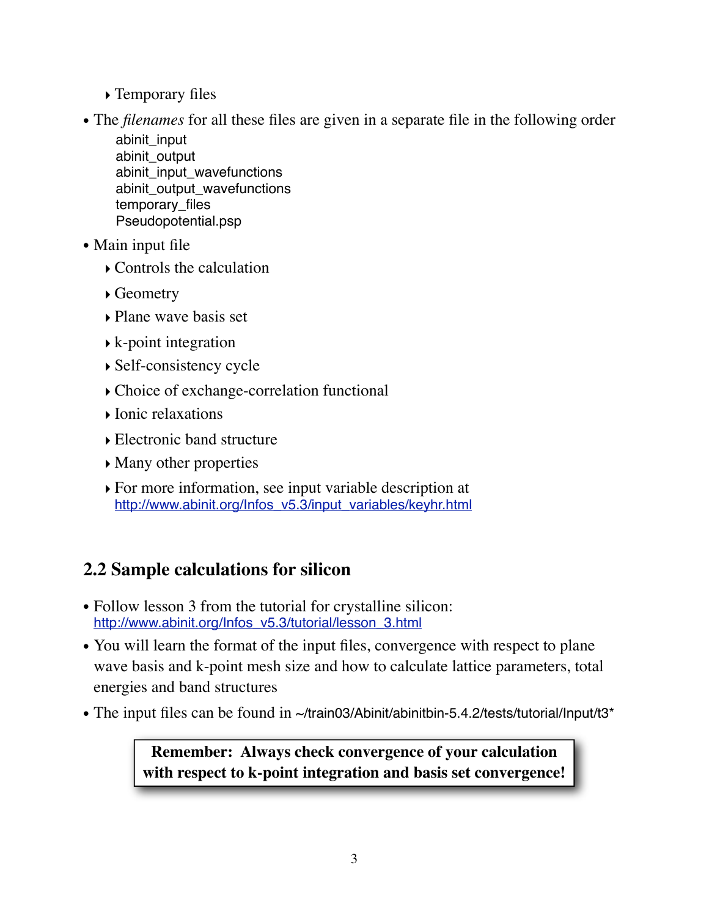- Temporary files
- The *filenames* for all these files are given in a separate file in the following order

```
abinit_input
abinit_output
abinit_input_wavefunctions
abinit_output_wavefunctions
temporary_files
Pseudopotential.psp
```

- Main input file
  - Controls the calculation
  - Geometry
  - Plane wave basis set
  - k-point integration
  - Self-consistency cycle
  - Choice of exchange-correlation functional
  - Ionic relaxations
  - Electronic band structure
  - Many other properties
  - For more information, see input variable description at http://www.abinit.org/Infos_v5.3/input_variables/keyhr.html

## 2.2 Sample calculations for silicon

- Follow lesson 3 from the tutorial for crystalline silicon: http://www.abinit.org/Infos_v5.3/tutorial/lesson_3.html
- You will learn the format of the input files, convergence with respect to plane wave basis and k-point mesh size and how to calculate lattice parameters, total energies and band structures
- The input files can be found in ~/train03/Abinit/abinitbin-5.4.2/tests/tutorial/Input/t3*

**Remember: Always check convergence of your calculation with respect to k-point integration and basis set convergence!**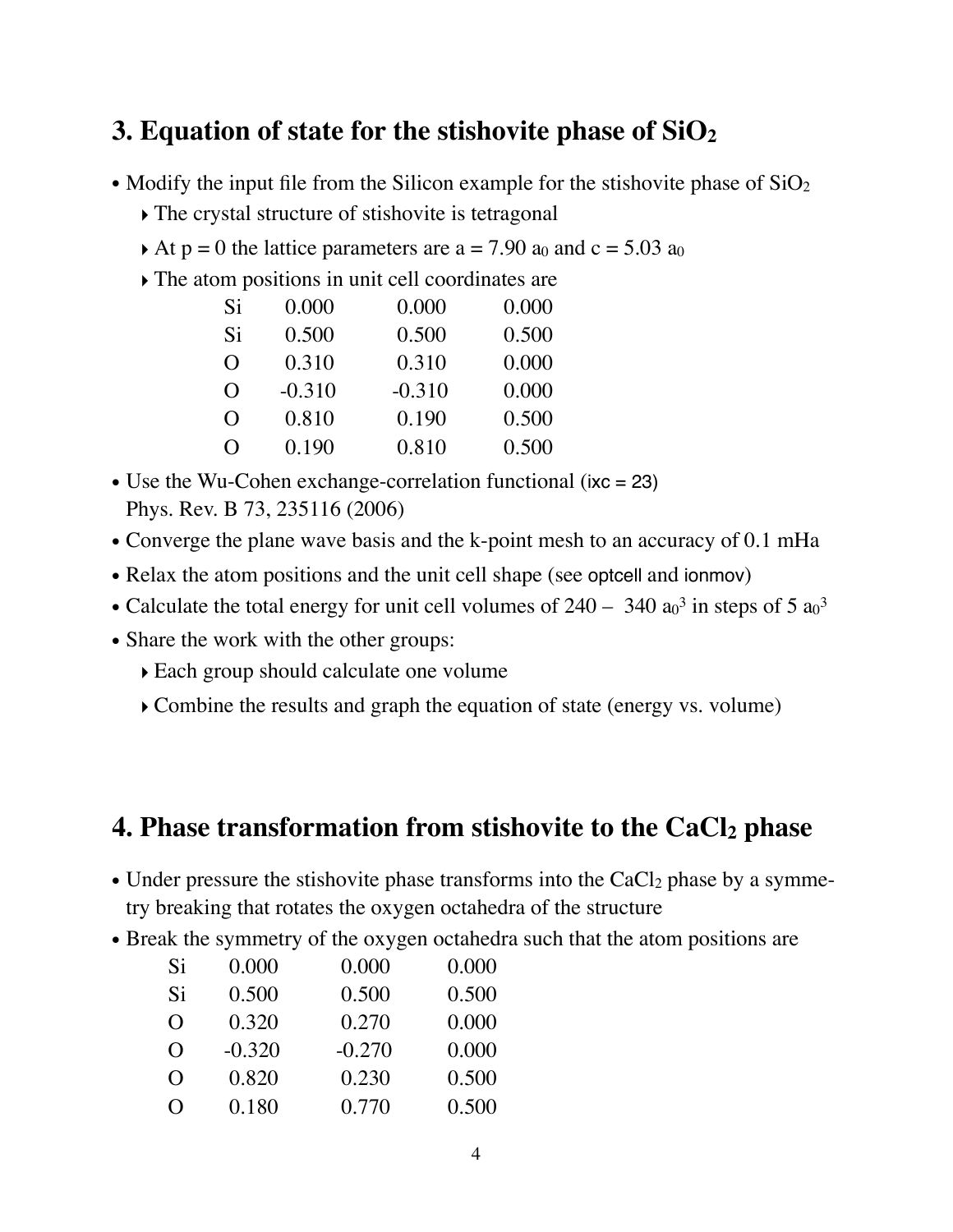## 3. Equation of state for the stishovite phase of $SiO_2$

- Modify the input file from the Silicon example for the stishovite phase of $SiO_2$
  - The crystal structure of stishovite is tetragonal
  - At p = 0 the lattice parameters are a = 7.90 $a_0$ and c = 5.03 $a_0$
  - The atom positions in unit cell coordinates are

| | | | |
|---|---|---|---|
| Si | 0.000 | 0.000 | 0.000 |
| Si | 0.500 | 0.500 | 0.500 |
| O | 0.310 | 0.310 | 0.000 |
| O | -0.310 | -0.310 | 0.000 |
| O | 0.810 | 0.190 | 0.500 |
| O | 0.190 | 0.810 | 0.500 |

- Use the Wu-Cohen exchange-correlation functional (`ixc = 23`) Phys. Rev. B 73, 235116 (2006)
- Converge the plane wave basis and the k-point mesh to an accuracy of 0.1 mHa
- Relax the atom positions and the unit cell shape (see `optcell` and `ionmov`)
- Calculate the total energy for unit cell volumes of 240 – 340 $a_0^3$ in steps of 5 $a_0^3$
- Share the work with the other groups:
  - Each group should calculate one volume
  - Combine the results and graph the equation of state (energy vs. volume)

## 4. Phase transformation from stishovite to the $CaCl_2$ phase

- Under pressure the stishovite phase transforms into the $CaCl_2$ phase by a symmetry breaking that rotates the oxygen octahedra of the structure
- Break the symmetry of the oxygen octahedra such that the atom positions are

| | | | |
|---|---|---|---|
| Si | 0.000 | 0.000 | 0.000 |
| Si | 0.500 | 0.500 | 0.500 |
| O | 0.320 | 0.270 | 0.000 |
| O | -0.320 | -0.270 | 0.000 |
| O | 0.820 | 0.230 | 0.500 |
| O | 0.180 | 0.770 | 0.500 |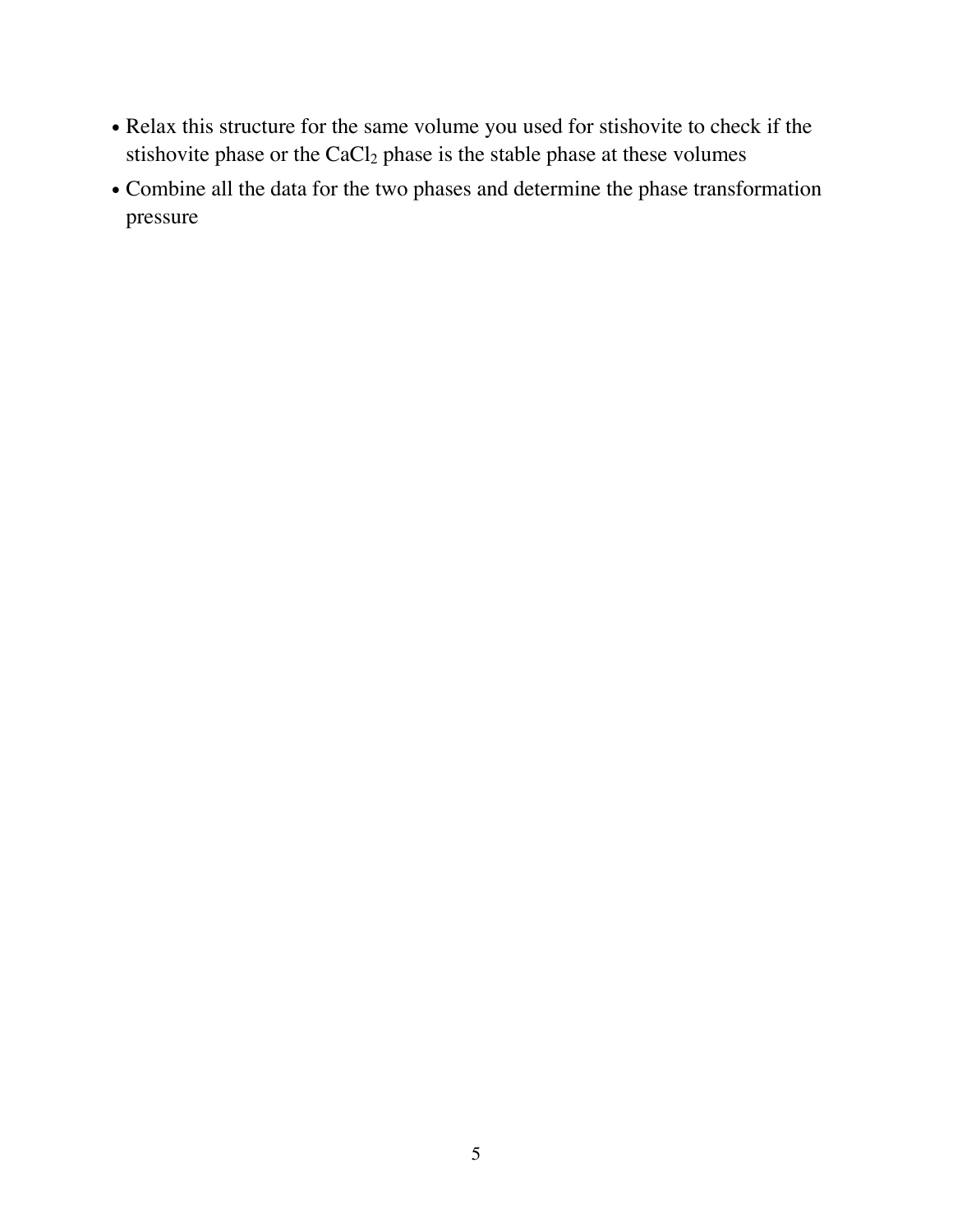- Relax this structure for the same volume you used for stishovite to check if the stishovite phase or the $CaCl_2$ phase is the stable phase at these volumes
- Combine all the data for the two phases and determine the phase transformation pressure